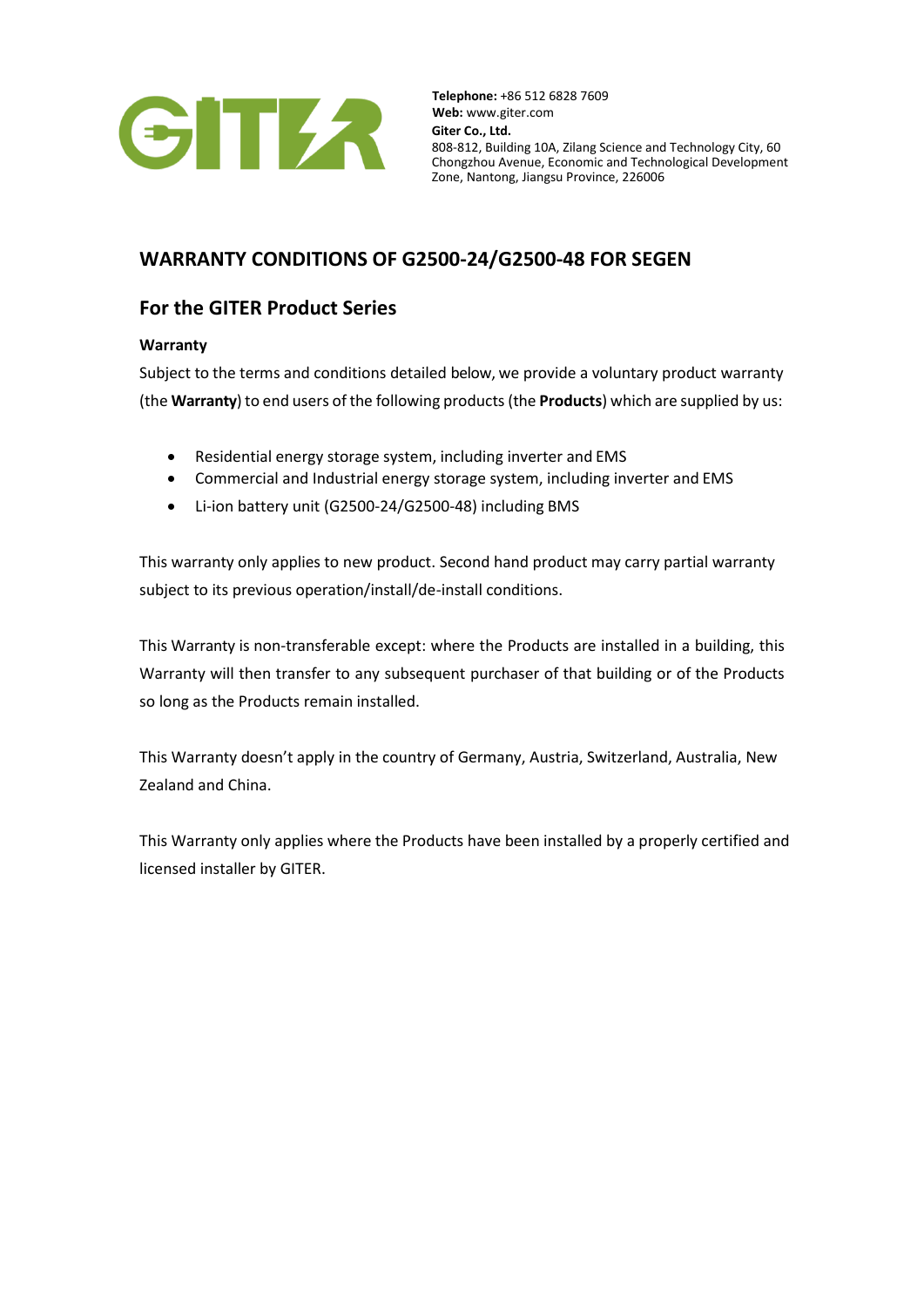GITER

**Telephone:** +86 512 6828 7609
**Web:** www.giter.com
**Giter Co., Ltd.**
808-812, Building 10A, Zilang Science and Technology City, 60 Chongzhou Avenue, Economic and Technological Development Zone, Nantong, Jiangsu Province, 226006

## WARRANTY CONDITIONS OF G2500-24/G2500-48 FOR SEGEN

## For the GITER Product Series

### Warranty

Subject to the terms and conditions detailed below, we provide a voluntary product warranty (the **Warranty**) to end users of the following products (the **Products**) which are supplied by us:

- Residential energy storage system, including inverter and EMS
- Commercial and Industrial energy storage system, including inverter and EMS
- Li-ion battery unit (G2500-24/G2500-48) including BMS

This warranty only applies to new product. Second hand product may carry partial warranty subject to its previous operation/install/de-install conditions.

This Warranty is non-transferable except: where the Products are installed in a building, this Warranty will then transfer to any subsequent purchaser of that building or of the Products so long as the Products remain installed.

This Warranty doesn't apply in the country of Germany, Austria, Switzerland, Australia, New Zealand and China.

This Warranty only applies where the Products have been installed by a properly certified and licensed installer by GITER.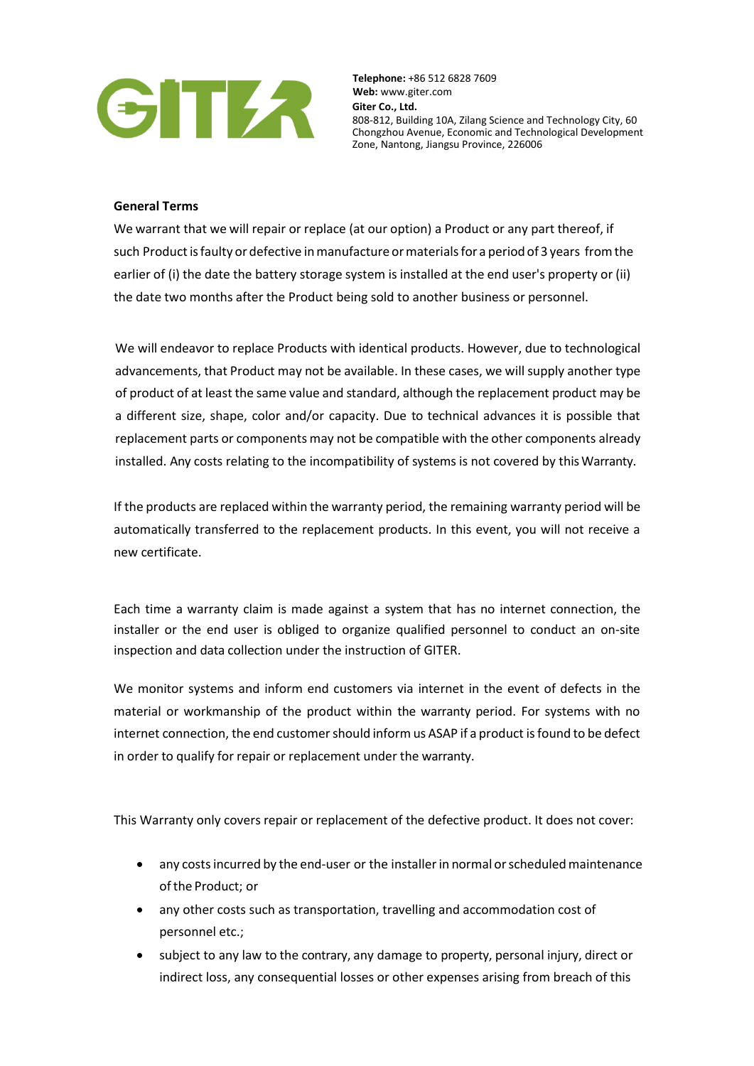**General Terms**

We warrant that we will repair or replace (at our option) a Product or any part thereof, if such Product is faulty or defective in manufacture or materials for a period of 3 years from the earlier of (i) the date the battery storage system is installed at the end user's property or (ii) the date two months after the Product being sold to another business or personnel.

We will endeavor to replace Products with identical products. However, due to technological advancements, that Product may not be available. In these cases, we will supply another type of product of at least the same value and standard, although the replacement product may be a different size, shape, color and/or capacity. Due to technical advances it is possible that replacement parts or components may not be compatible with the other components already installed. Any costs relating to the incompatibility of systems is not covered by this Warranty.

If the products are replaced within the warranty period, the remaining warranty period will be automatically transferred to the replacement products. In this event, you will not receive a new certificate.

Each time a warranty claim is made against a system that has no internet connection, the installer or the end user is obliged to organize qualified personnel to conduct an on-site inspection and data collection under the instruction of GITER.

We monitor systems and inform end customers via internet in the event of defects in the material or workmanship of the product within the warranty period. For systems with no internet connection, the end customer should inform us ASAP if a product is found to be defect in order to qualify for repair or replacement under the warranty.

This Warranty only covers repair or replacement of the defective product. It does not cover:

- any costs incurred by the end-user or the installer in normal or scheduled maintenance of the Product; or
- any other costs such as transportation, travelling and accommodation cost of personnel etc.;
- subject to any law to the contrary, any damage to property, personal injury, direct or indirect loss, any consequential losses or other expenses arising from breach of this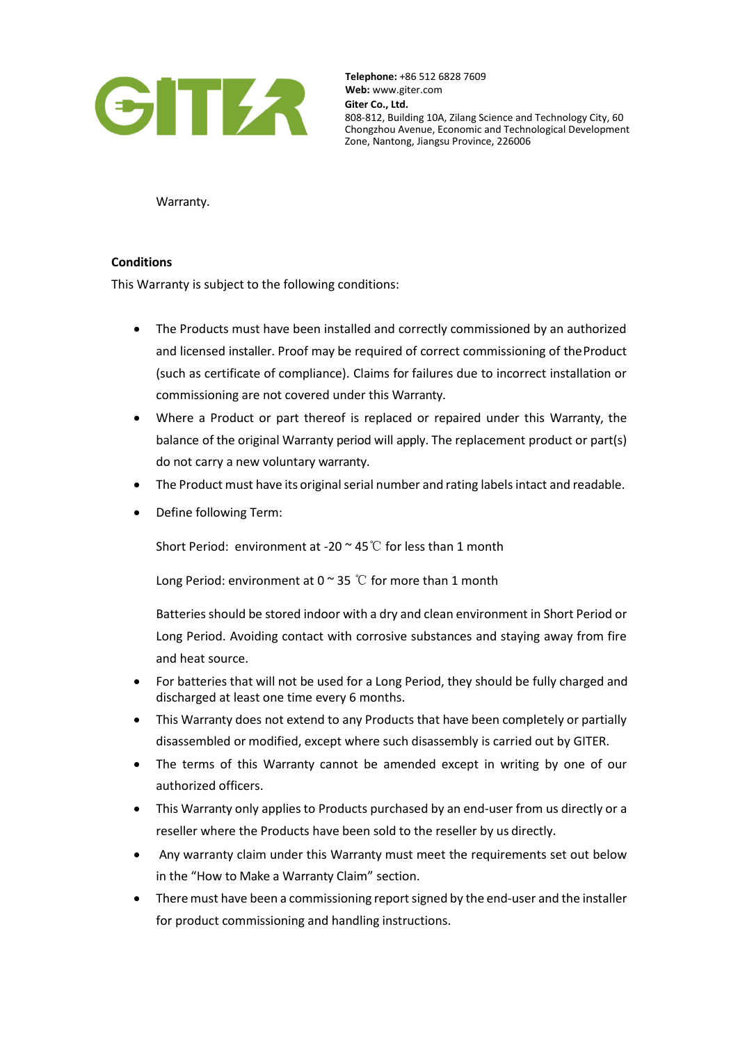Warranty.

**Conditions**

This Warranty is subject to the following conditions:

- The Products must have been installed and correctly commissioned by an authorized and licensed installer. Proof may be required of correct commissioning of the Product (such as certificate of compliance). Claims for failures due to incorrect installation or commissioning are not covered under this Warranty.
- Where a Product or part thereof is replaced or repaired under this Warranty, the balance of the original Warranty period will apply. The replacement product or part(s) do not carry a new voluntary warranty.
- The Product must have its original serial number and rating labels intact and readable.
- Define following Term:

  Short Period: environment at -20 ~ 45℃ for less than 1 month

  Long Period: environment at 0 ~ 35 ℃ for more than 1 month

  Batteries should be stored indoor with a dry and clean environment in Short Period or Long Period. Avoiding contact with corrosive substances and staying away from fire and heat source.
- For batteries that will not be used for a Long Period, they should be fully charged and discharged at least one time every 6 months.
- This Warranty does not extend to any Products that have been completely or partially disassembled or modified, except where such disassembly is carried out by GITER.
- The terms of this Warranty cannot be amended except in writing by one of our authorized officers.
- This Warranty only applies to Products purchased by an end-user from us directly or a reseller where the Products have been sold to the reseller by us directly.
- Any warranty claim under this Warranty must meet the requirements set out below in the "How to Make a Warranty Claim" section.
- There must have been a commissioning report signed by the end-user and the installer for product commissioning and handling instructions.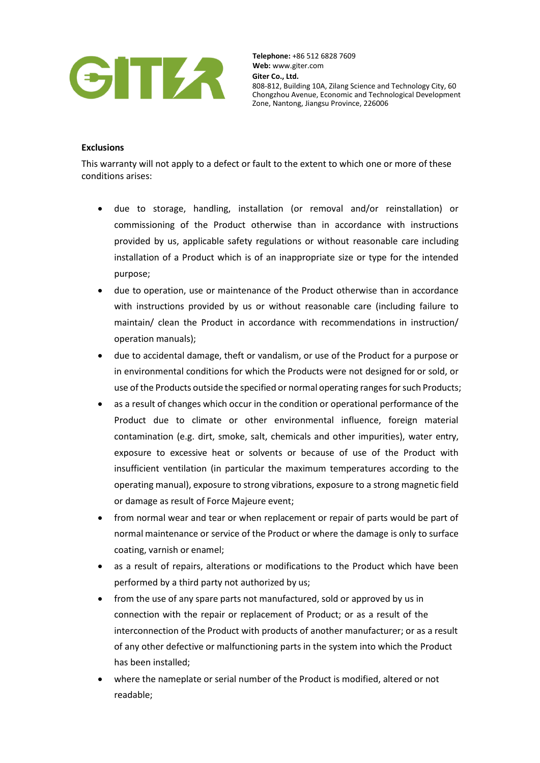**Exclusions**

This warranty will not apply to a defect or fault to the extent to which one or more of these conditions arises:

- due to storage, handling, installation (or removal and/or reinstallation) or commissioning of the Product otherwise than in accordance with instructions provided by us, applicable safety regulations or without reasonable care including installation of a Product which is of an inappropriate size or type for the intended purpose;
- due to operation, use or maintenance of the Product otherwise than in accordance with instructions provided by us or without reasonable care (including failure to maintain/ clean the Product in accordance with recommendations in instruction/ operation manuals);
- due to accidental damage, theft or vandalism, or use of the Product for a purpose or in environmental conditions for which the Products were not designed for or sold, or use of the Products outside the specified or normal operating ranges for such Products;
- as a result of changes which occur in the condition or operational performance of the Product due to climate or other environmental influence, foreign material contamination (e.g. dirt, smoke, salt, chemicals and other impurities), water entry, exposure to excessive heat or solvents or because of use of the Product with insufficient ventilation (in particular the maximum temperatures according to the operating manual), exposure to strong vibrations, exposure to a strong magnetic field or damage as result of Force Majeure event;
- from normal wear and tear or when replacement or repair of parts would be part of normal maintenance or service of the Product or where the damage is only to surface coating, varnish or enamel;
- as a result of repairs, alterations or modifications to the Product which have been performed by a third party not authorized by us;
- from the use of any spare parts not manufactured, sold or approved by us in connection with the repair or replacement of Product; or as a result of the interconnection of the Product with products of another manufacturer; or as a result of any other defective or malfunctioning parts in the system into which the Product has been installed;
- where the nameplate or serial number of the Product is modified, altered or not readable;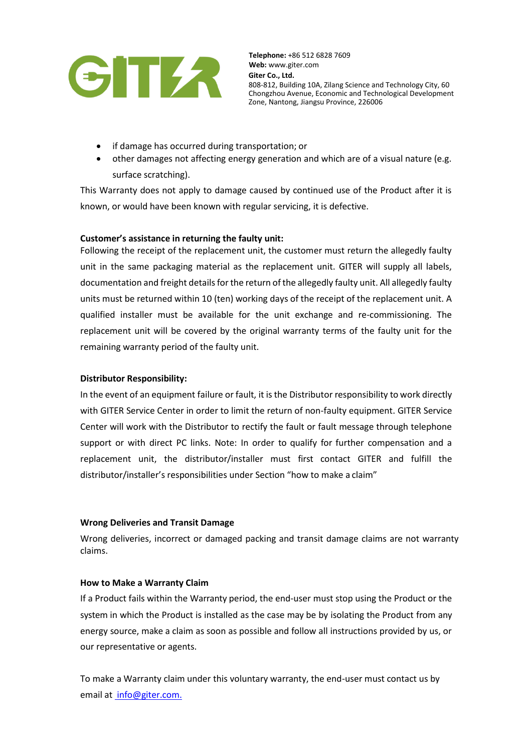- if damage has occurred during transportation; or
- other damages not affecting energy generation and which are of a visual nature (e.g. surface scratching).

This Warranty does not apply to damage caused by continued use of the Product after it is known, or would have been known with regular servicing, it is defective.

**Customer's assistance in returning the faulty unit:**

Following the receipt of the replacement unit, the customer must return the allegedly faulty unit in the same packaging material as the replacement unit. GITER will supply all labels, documentation and freight details for the return of the allegedly faulty unit. All allegedly faulty units must be returned within 10 (ten) working days of the receipt of the replacement unit. A qualified installer must be available for the unit exchange and re-commissioning. The replacement unit will be covered by the original warranty terms of the faulty unit for the remaining warranty period of the faulty unit.

**Distributor Responsibility:**

In the event of an equipment failure or fault, it is the Distributor responsibility to work directly with GITER Service Center in order to limit the return of non-faulty equipment. GITER Service Center will work with the Distributor to rectify the fault or fault message through telephone support or with direct PC links. Note: In order to qualify for further compensation and a replacement unit, the distributor/installer must first contact GITER and fulfill the distributor/installer's responsibilities under Section "how to make a claim"

**Wrong Deliveries and Transit Damage**

Wrong deliveries, incorrect or damaged packing and transit damage claims are not warranty claims.

**How to Make a Warranty Claim**

If a Product fails within the Warranty period, the end-user must stop using the Product or the system in which the Product is installed as the case may be by isolating the Product from any energy source, make a claim as soon as possible and follow all instructions provided by us, or our representative or agents.

To make a Warranty claim under this voluntary warranty, the end-user must contact us by email at info@giter.com.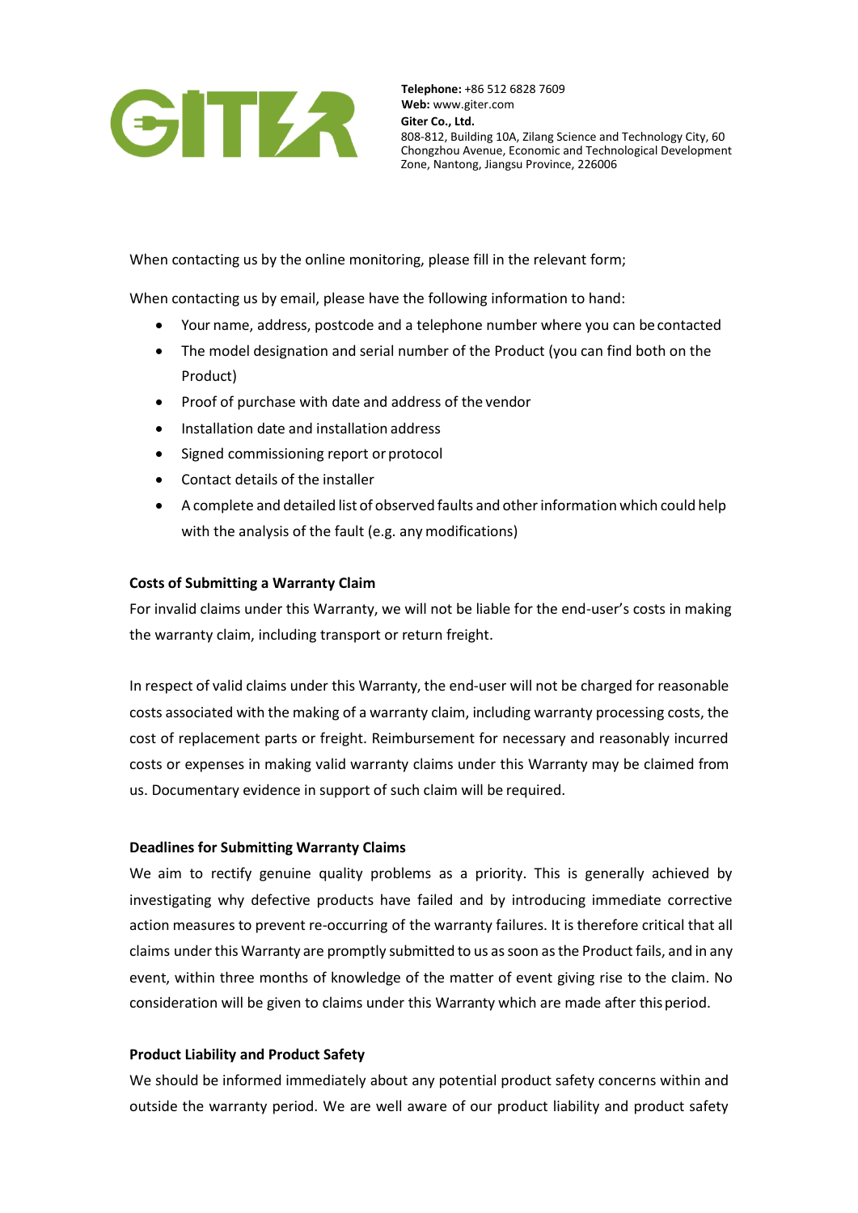When contacting us by the online monitoring, please fill in the relevant form;

When contacting us by email, please have the following information to hand:

- Your name, address, postcode and a telephone number where you can be contacted
- The model designation and serial number of the Product (you can find both on the Product)
- Proof of purchase with date and address of the vendor
- Installation date and installation address
- Signed commissioning report or protocol
- Contact details of the installer
- A complete and detailed list of observed faults and other information which could help with the analysis of the fault (e.g. any modifications)

**Costs of Submitting a Warranty Claim**

For invalid claims under this Warranty, we will not be liable for the end-user's costs in making the warranty claim, including transport or return freight.

In respect of valid claims under this Warranty, the end-user will not be charged for reasonable costs associated with the making of a warranty claim, including warranty processing costs, the cost of replacement parts or freight. Reimbursement for necessary and reasonably incurred costs or expenses in making valid warranty claims under this Warranty may be claimed from us. Documentary evidence in support of such claim will be required.

**Deadlines for Submitting Warranty Claims**

We aim to rectify genuine quality problems as a priority. This is generally achieved by investigating why defective products have failed and by introducing immediate corrective action measures to prevent re-occurring of the warranty failures. It is therefore critical that all claims under this Warranty are promptly submitted to us as soon as the Product fails, and in any event, within three months of knowledge of the matter of event giving rise to the claim. No consideration will be given to claims under this Warranty which are made after this period.

**Product Liability and Product Safety**

We should be informed immediately about any potential product safety concerns within and outside the warranty period. We are well aware of our product liability and product safety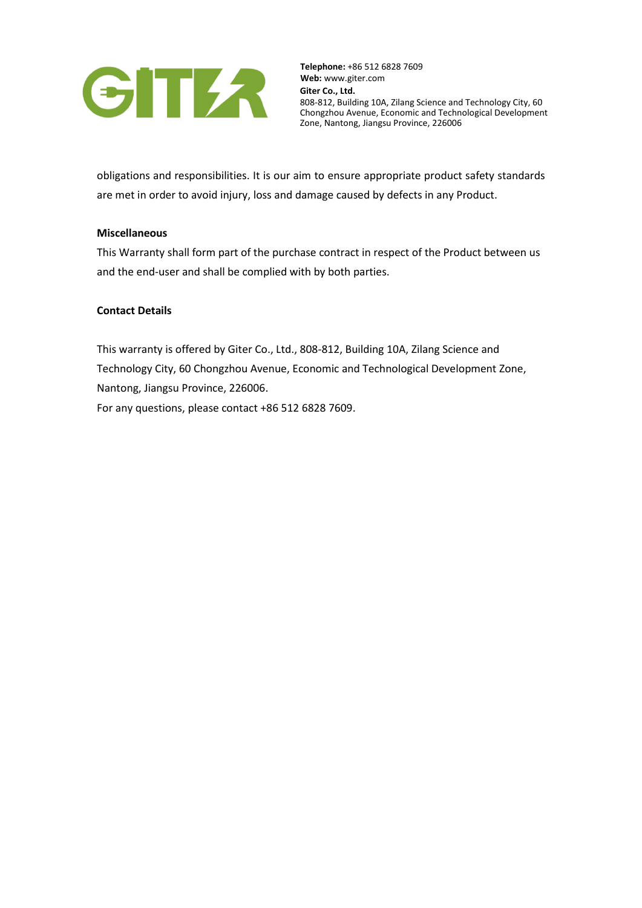obligations and responsibilities. It is our aim to ensure appropriate product safety standards are met in order to avoid injury, loss and damage caused by defects in any Product.

**Miscellaneous**

This Warranty shall form part of the purchase contract in respect of the Product between us and the end-user and shall be complied with by both parties.

**Contact Details**

This warranty is offered by Giter Co., Ltd., 808-812, Building 10A, Zilang Science and Technology City, 60 Chongzhou Avenue, Economic and Technological Development Zone, Nantong, Jiangsu Province, 226006.

For any questions, please contact +86 512 6828 7609.